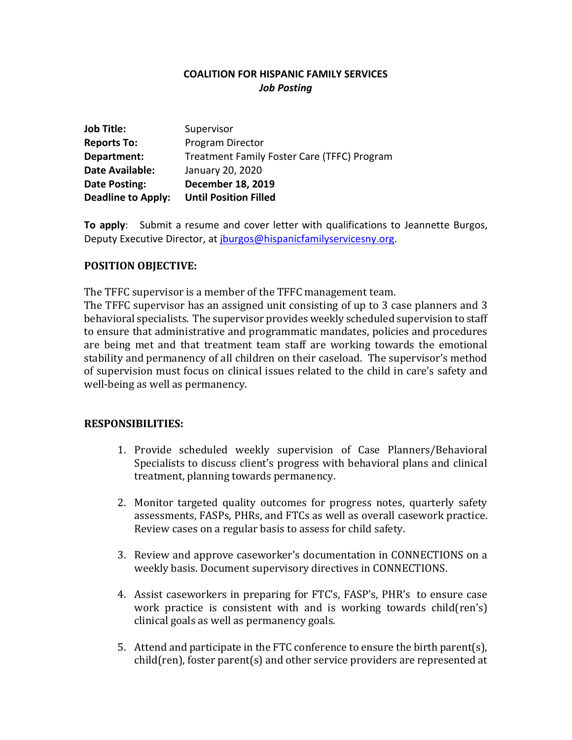**COALITION FOR HISPANIC FAMILY SERVICES**
***Job Posting***

| | |
|---|---|
| **Job Title:** | Supervisor |
| **Reports To:** | Program Director |
| **Department:** | Treatment Family Foster Care (TFFC) Program |
| **Date Available:** | January 20, 2020 |
| **Date Posting:** | **December 18, 2019** |
| **Deadline to Apply:** | **Until Position Filled** |

**To apply**: Submit a resume and cover letter with qualifications to Jeannette Burgos, Deputy Executive Director, at jburgos@hispanicfamilyservicesny.org.

## POSITION OBJECTIVE:

The TFFC supervisor is a member of the TFFC management team.
The TFFC supervisor has an assigned unit consisting of up to 3 case planners and 3 behavioral specialists. The supervisor provides weekly scheduled supervision to staff to ensure that administrative and programmatic mandates, policies and procedures are being met and that treatment team staff are working towards the emotional stability and permanency of all children on their caseload. The supervisor's method of supervision must focus on clinical issues related to the child in care's safety and well-being as well as permanency.

## RESPONSIBILITIES:

1. Provide scheduled weekly supervision of Case Planners/Behavioral Specialists to discuss client's progress with behavioral plans and clinical treatment, planning towards permanency.

2. Monitor targeted quality outcomes for progress notes, quarterly safety assessments, FASPs, PHRs, and FTCs as well as overall casework practice. Review cases on a regular basis to assess for child safety.

3. Review and approve caseworker's documentation in CONNECTIONS on a weekly basis. Document supervisory directives in CONNECTIONS.

4. Assist caseworkers in preparing for FTC's, FASP's, PHR's to ensure case work practice is consistent with and is working towards child(ren's) clinical goals as well as permanency goals.

5. Attend and participate in the FTC conference to ensure the birth parent(s), child(ren), foster parent(s) and other service providers are represented at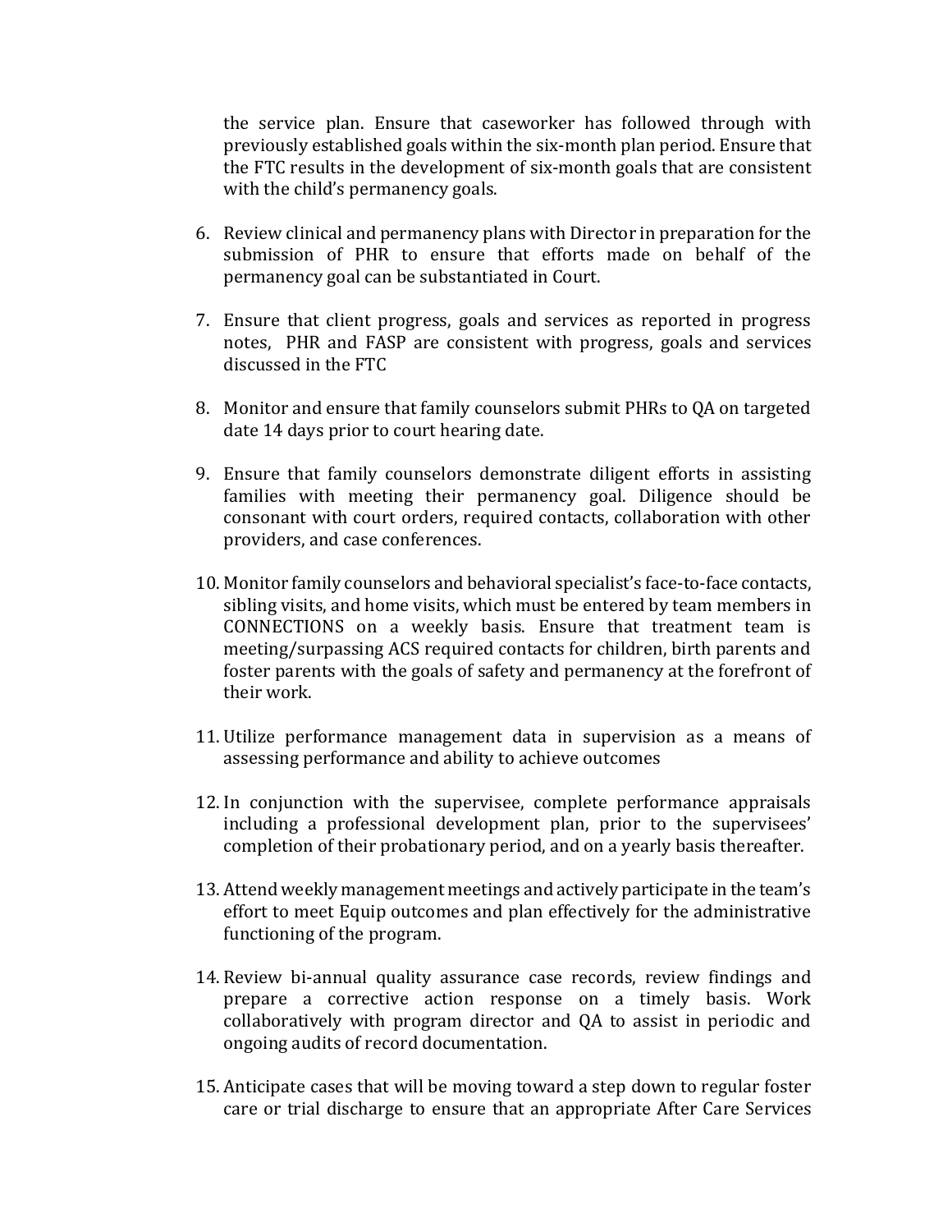the service plan. Ensure that caseworker has followed through with previously established goals within the six-month plan period. Ensure that the FTC results in the development of six-month goals that are consistent with the child's permanency goals.

6. Review clinical and permanency plans with Director in preparation for the submission of PHR to ensure that efforts made on behalf of the permanency goal can be substantiated in Court.

7. Ensure that client progress, goals and services as reported in progress notes, PHR and FASP are consistent with progress, goals and services discussed in the FTC

8. Monitor and ensure that family counselors submit PHRs to QA on targeted date 14 days prior to court hearing date.

9. Ensure that family counselors demonstrate diligent efforts in assisting families with meeting their permanency goal. Diligence should be consonant with court orders, required contacts, collaboration with other providers, and case conferences.

10. Monitor family counselors and behavioral specialist's face-to-face contacts, sibling visits, and home visits, which must be entered by team members in CONNECTIONS on a weekly basis. Ensure that treatment team is meeting/surpassing ACS required contacts for children, birth parents and foster parents with the goals of safety and permanency at the forefront of their work.

11. Utilize performance management data in supervision as a means of assessing performance and ability to achieve outcomes

12. In conjunction with the supervisee, complete performance appraisals including a professional development plan, prior to the supervisees' completion of their probationary period, and on a yearly basis thereafter.

13. Attend weekly management meetings and actively participate in the team's effort to meet Equip outcomes and plan effectively for the administrative functioning of the program.

14. Review bi-annual quality assurance case records, review findings and prepare a corrective action response on a timely basis. Work collaboratively with program director and QA to assist in periodic and ongoing audits of record documentation.

15. Anticipate cases that will be moving toward a step down to regular foster care or trial discharge to ensure that an appropriate After Care Services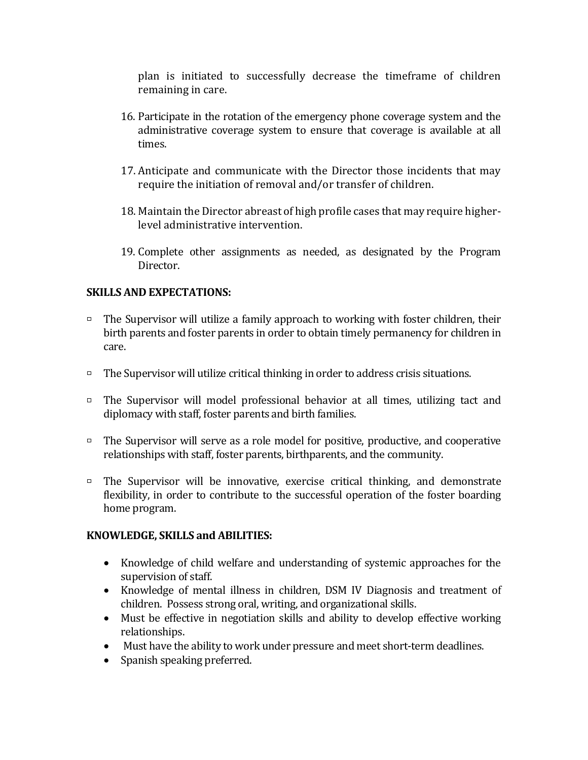plan is initiated to successfully decrease the timeframe of children remaining in care.

16. Participate in the rotation of the emergency phone coverage system and the administrative coverage system to ensure that coverage is available at all times.

17. Anticipate and communicate with the Director those incidents that may require the initiation of removal and/or transfer of children.

18. Maintain the Director abreast of high profile cases that may require higher-level administrative intervention.

19. Complete other assignments as needed, as designated by the Program Director.

**SKILLS AND EXPECTATIONS:**

- The Supervisor will utilize a family approach to working with foster children, their birth parents and foster parents in order to obtain timely permanency for children in care.

- The Supervisor will utilize critical thinking in order to address crisis situations.

- The Supervisor will model professional behavior at all times, utilizing tact and diplomacy with staff, foster parents and birth families.

- The Supervisor will serve as a role model for positive, productive, and cooperative relationships with staff, foster parents, birthparents, and the community.

- The Supervisor will be innovative, exercise critical thinking, and demonstrate flexibility, in order to contribute to the successful operation of the foster boarding home program.

**KNOWLEDGE, SKILLS and ABILITIES:**

- Knowledge of child welfare and understanding of systemic approaches for the supervision of staff.
- Knowledge of mental illness in children, DSM IV Diagnosis and treatment of children. Possess strong oral, writing, and organizational skills.
- Must be effective in negotiation skills and ability to develop effective working relationships.
- Must have the ability to work under pressure and meet short-term deadlines.
- Spanish speaking preferred.